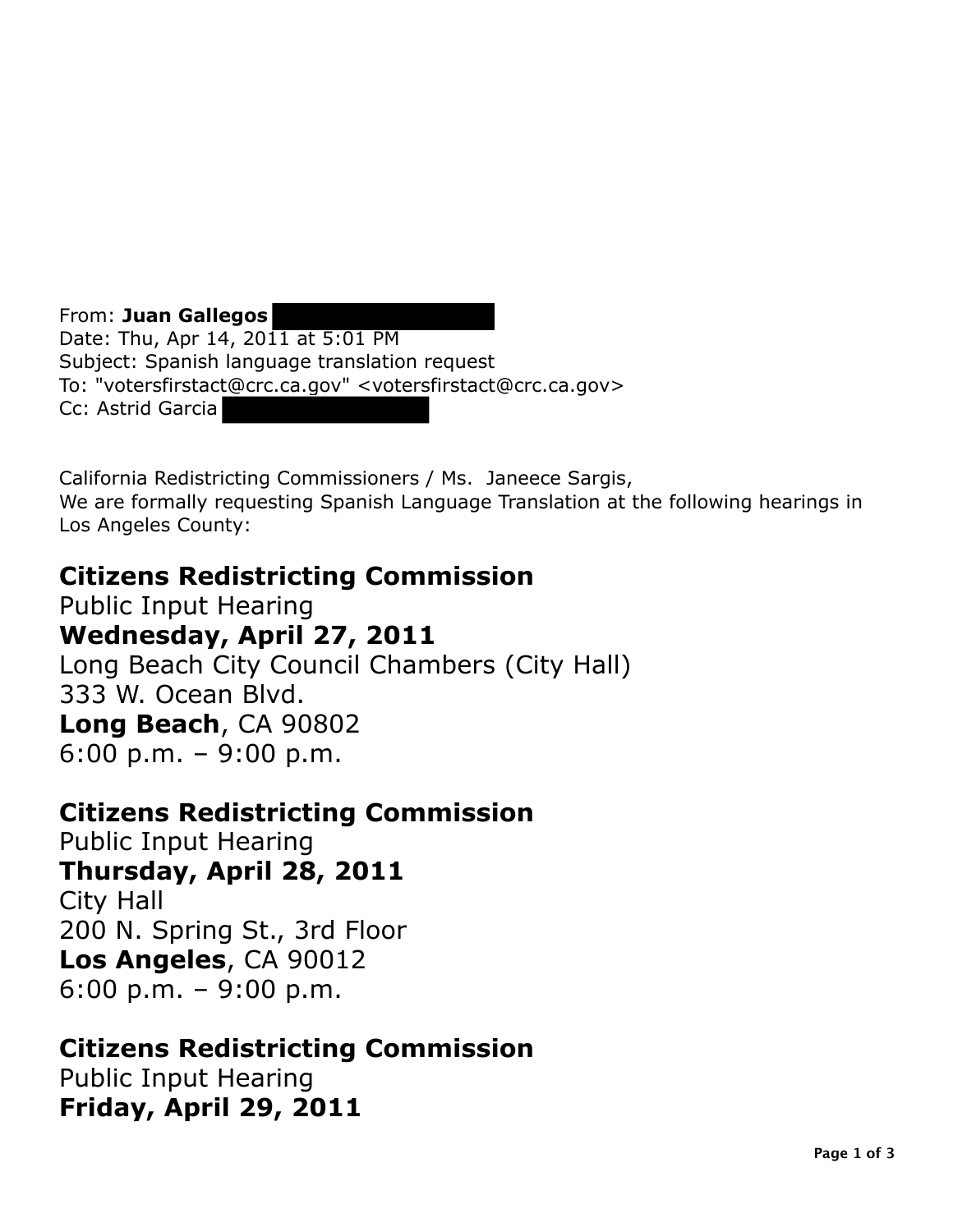From: **Juan Gallegos**
Date: Thu, Apr 14, 2011 at 5:01 PM
Subject: Spanish language translation request
To: "votersfirstact@crc.ca.gov" <votersfirstact@crc.ca.gov>
Cc: Astrid Garcia

California Redistricting Commissioners / Ms. Janeece Sargis,
We are formally requesting Spanish Language Translation at the following hearings in Los Angeles County:

**Citizens Redistricting Commission**
Public Input Hearing
**Wednesday, April 27, 2011**
Long Beach City Council Chambers (City Hall)
333 W. Ocean Blvd.
**Long Beach**, CA 90802
6:00 p.m. – 9:00 p.m.

**Citizens Redistricting Commission**
Public Input Hearing
**Thursday, April 28, 2011**
City Hall
200 N. Spring St., 3rd Floor
**Los Angeles**, CA 90012
6:00 p.m. – 9:00 p.m.

**Citizens Redistricting Commission**
Public Input Hearing
**Friday, April 29, 2011**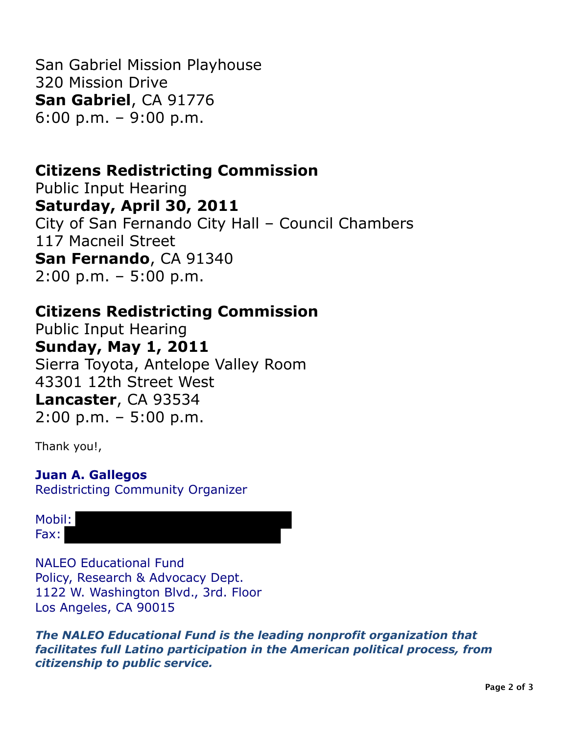San Gabriel Mission Playhouse
320 Mission Drive
**San Gabriel**, CA 91776
6:00 p.m. – 9:00 p.m.

**Citizens Redistricting Commission**
Public Input Hearing
**Saturday, April 30, 2011**
City of San Fernando City Hall – Council Chambers
117 Macneil Street
**San Fernando**, CA 91340
2:00 p.m. – 5:00 p.m.

**Citizens Redistricting Commission**
Public Input Hearing
**Sunday, May 1, 2011**
Sierra Toyota, Antelope Valley Room
43301 12th Street West
**Lancaster**, CA 93534
2:00 p.m. – 5:00 p.m.

Thank you!,

**Juan A. Gallegos**
Redistricting Community Organizer

Mobil:
Fax:

NALEO Educational Fund
Policy, Research & Advocacy Dept.
1122 W. Washington Blvd., 3rd. Floor
Los Angeles, CA 90015

***The NALEO Educational Fund is the leading nonprofit organization that facilitates full Latino participation in the American political process, from citizenship to public service.***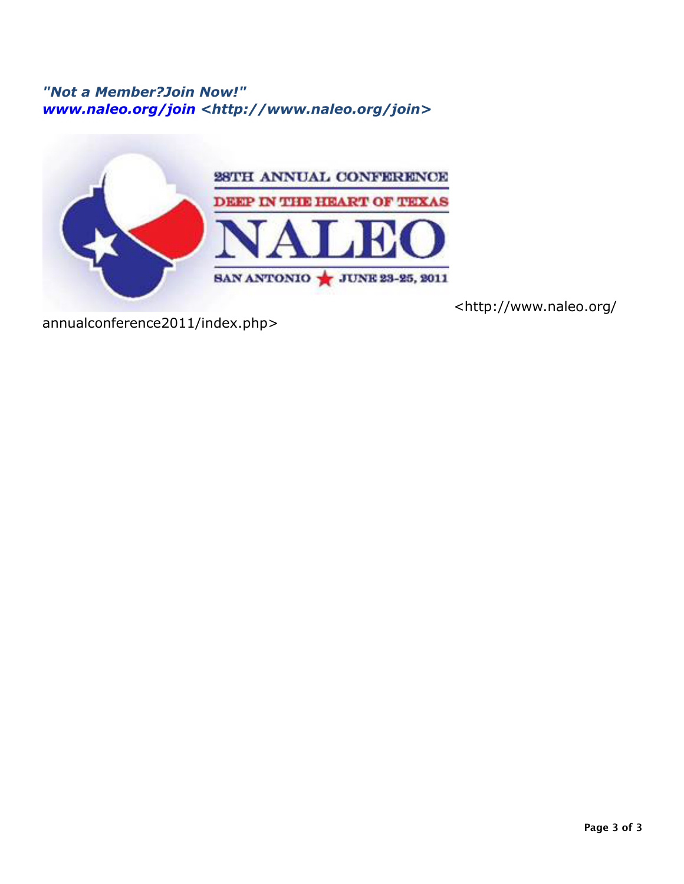***"Not a Member?Join Now!"***
***www.naleo.org/join <http://www.naleo.org/join>***

28TH ANNUAL CONFERENCE
DEEP IN THE HEART OF TEXAS
NALEO
SAN ANTONIO ★ JUNE 23-25, 2011

<http://www.naleo.org/annualconference2011/index.php>